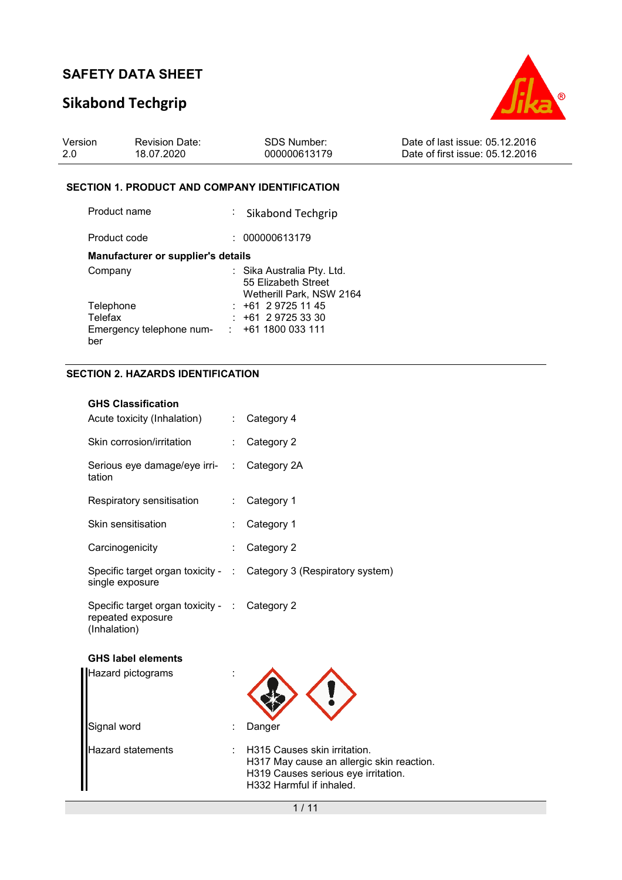# SAFETY DATA SHEET

## Sikabond Techgrip

| Version | Revision Date: | SDS Number: | Date of last issue: 05.12.2016 |
|---|---|---|---|
| 2.0 | 18.07.2020 | 000000613179 | Date of first issue: 05.12.2016 |

### SECTION 1. PRODUCT AND COMPANY IDENTIFICATION

Product name : Sikabond Techgrip

Product code : 000000613179

**Manufacturer or supplier's details**

Company : Sika Australia Pty. Ltd.
55 Elizabeth Street
Wetherill Park, NSW 2164

Telephone : +61 2 9725 11 45

Telefax : +61 2 9725 33 30

Emergency telephone number : +61 1800 033 111

### SECTION 2. HAZARDS IDENTIFICATION

**GHS Classification**

Acute toxicity (Inhalation) : Category 4

Skin corrosion/irritation : Category 2

Serious eye damage/eye irritation : Category 2A

Respiratory sensitisation : Category 1

Skin sensitisation : Category 1

Carcinogenicity : Category 2

Specific target organ toxicity - single exposure : Category 3 (Respiratory system)

Specific target organ toxicity - repeated exposure (Inhalation) : Category 2

**GHS label elements**

Hazard pictograms :

Signal word : Danger

Hazard statements : H315 Causes skin irritation.
H317 May cause an allergic skin reaction.
H319 Causes serious eye irritation.
H332 Harmful if inhaled.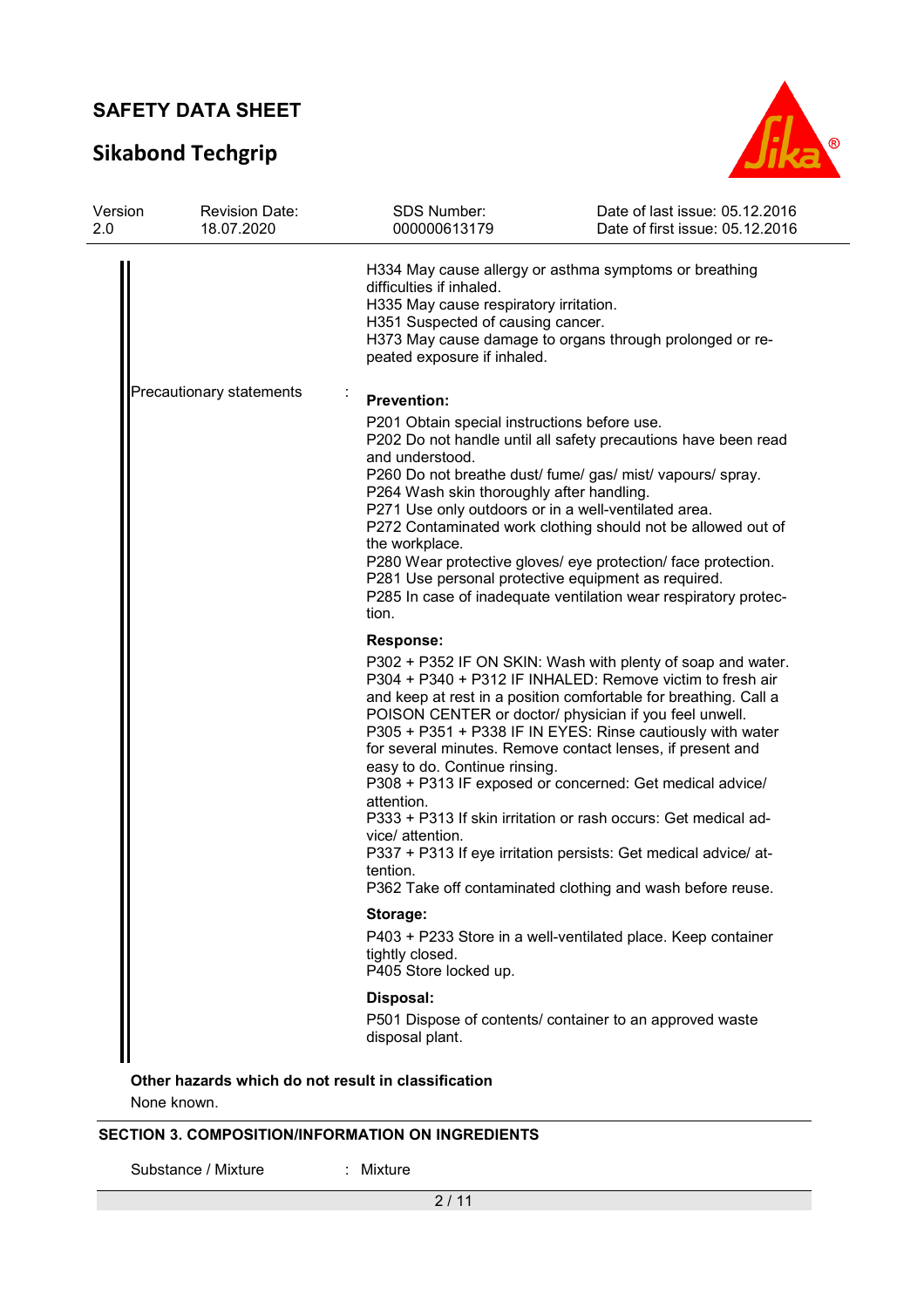H334 May cause allergy or asthma symptoms or breathing difficulties if inhaled.
H335 May cause respiratory irritation.
H351 Suspected of causing cancer.
H373 May cause damage to organs through prolonged or repeated exposure if inhaled.

Precautionary statements :

**Prevention:**

P201 Obtain special instructions before use.
P202 Do not handle until all safety precautions have been read and understood.
P260 Do not breathe dust/ fume/ gas/ mist/ vapours/ spray.
P264 Wash skin thoroughly after handling.
P271 Use only outdoors or in a well-ventilated area.
P272 Contaminated work clothing should not be allowed out of the workplace.
P280 Wear protective gloves/ eye protection/ face protection.
P281 Use personal protective equipment as required.
P285 In case of inadequate ventilation wear respiratory protection.

**Response:**

P302 + P352 IF ON SKIN: Wash with plenty of soap and water.
P304 + P340 + P312 IF INHALED: Remove victim to fresh air and keep at rest in a position comfortable for breathing. Call a POISON CENTER or doctor/ physician if you feel unwell.
P305 + P351 + P338 IF IN EYES: Rinse cautiously with water for several minutes. Remove contact lenses, if present and easy to do. Continue rinsing.
P308 + P313 IF exposed or concerned: Get medical advice/ attention.
P333 + P313 If skin irritation or rash occurs: Get medical advice/ attention.
P337 + P313 If eye irritation persists: Get medical advice/ attention.
P362 Take off contaminated clothing and wash before reuse.

**Storage:**

P403 + P233 Store in a well-ventilated place. Keep container tightly closed.
P405 Store locked up.

**Disposal:**

P501 Dispose of contents/ container to an approved waste disposal plant.

**Other hazards which do not result in classification**

None known.

## SECTION 3. COMPOSITION/INFORMATION ON INGREDIENTS

Substance / Mixture : Mixture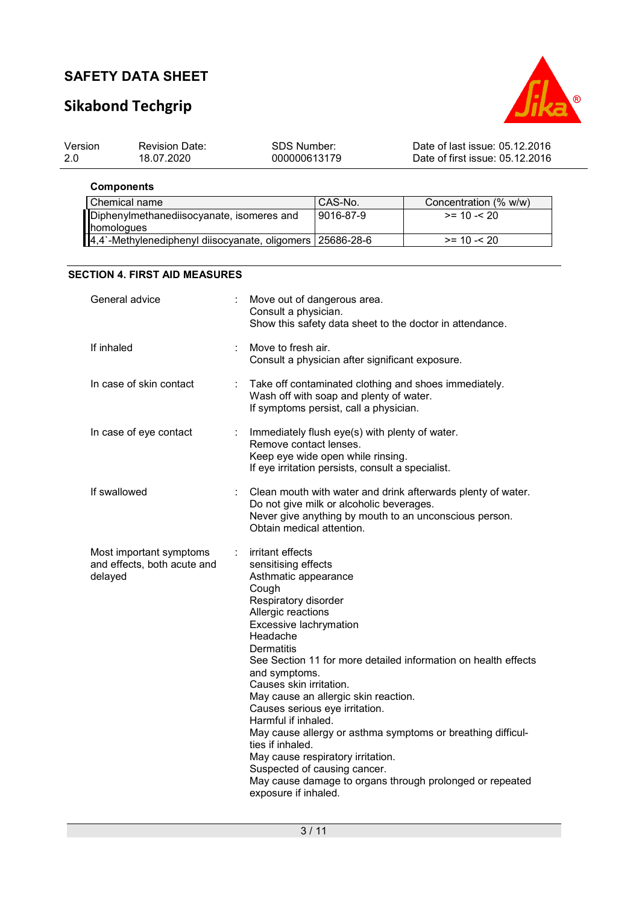**Components**

| Chemical name | CAS-No. | Concentration (% w/w) |
|---|---|---|
| Diphenylmethanediisocyanate, isomeres and homologues | 9016-87-9 | >= 10 -< 20 |
| 4,4`-Methylenediphenyl diisocyanate, oligomers | 25686-28-6 | >= 10 -< 20 |

## SECTION 4. FIRST AID MEASURES

| | | |
|---|---|---|
| General advice | : | Move out of dangerous area.<br>Consult a physician.<br>Show this safety data sheet to the doctor in attendance. |
| If inhaled | : | Move to fresh air.<br>Consult a physician after significant exposure. |
| In case of skin contact | : | Take off contaminated clothing and shoes immediately.<br>Wash off with soap and plenty of water.<br>If symptoms persist, call a physician. |
| In case of eye contact | : | Immediately flush eye(s) with plenty of water.<br>Remove contact lenses.<br>Keep eye wide open while rinsing.<br>If eye irritation persists, consult a specialist. |
| If swallowed | : | Clean mouth with water and drink afterwards plenty of water.<br>Do not give milk or alcoholic beverages.<br>Never give anything by mouth to an unconscious person.<br>Obtain medical attention. |
| Most important symptoms and effects, both acute and delayed | : | irritant effects<br>sensitising effects<br>Asthmatic appearance<br>Cough<br>Respiratory disorder<br>Allergic reactions<br>Excessive lachrymation<br>Headache<br>Dermatitis<br>See Section 11 for more detailed information on health effects and symptoms.<br>Causes skin irritation.<br>May cause an allergic skin reaction.<br>Causes serious eye irritation.<br>Harmful if inhaled.<br>May cause allergy or asthma symptoms or breathing difficulties if inhaled.<br>May cause respiratory irritation.<br>Suspected of causing cancer.<br>May cause damage to organs through prolonged or repeated exposure if inhaled. |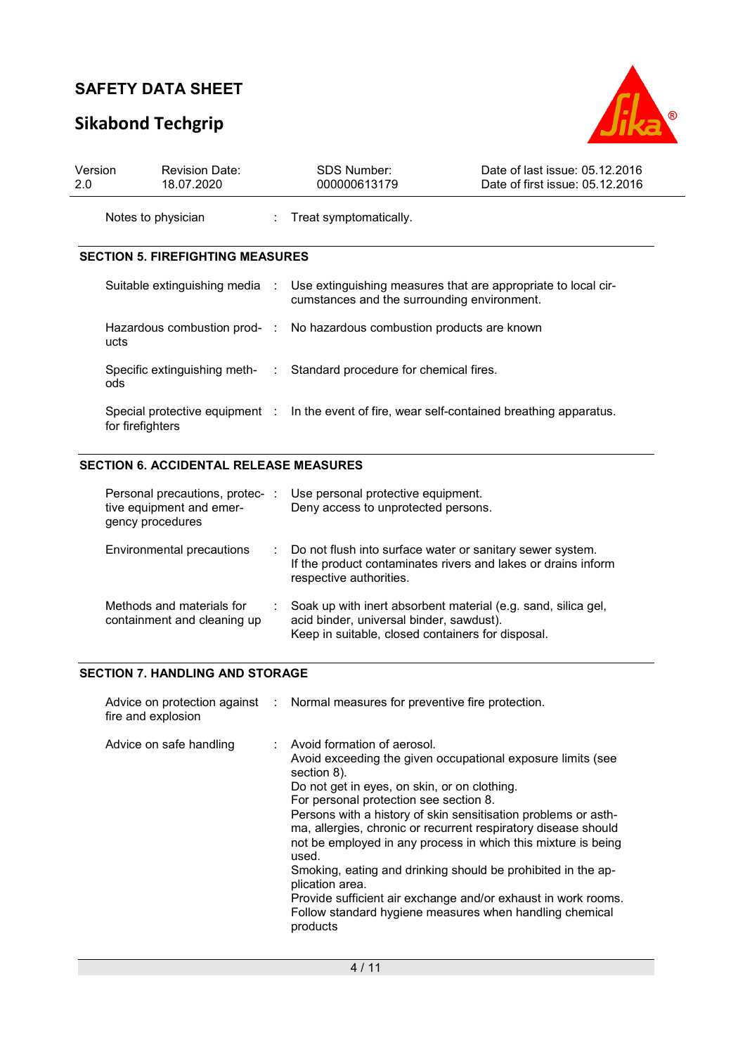| | |
|---|---|
| Notes to physician | : Treat symptomatically. |

## SECTION 5. FIREFIGHTING MEASURES

| | |
|---|---|
| Suitable extinguishing media | : Use extinguishing measures that are appropriate to local circumstances and the surrounding environment. |
| Hazardous combustion products | : No hazardous combustion products are known |
| Specific extinguishing methods | : Standard procedure for chemical fires. |
| Special protective equipment for firefighters | : In the event of fire, wear self-contained breathing apparatus. |

## SECTION 6. ACCIDENTAL RELEASE MEASURES

| | |
|---|---|
| Personal precautions, protective equipment and emergency procedures | : Use personal protective equipment.<br>Deny access to unprotected persons. |
| Environmental precautions | : Do not flush into surface water or sanitary sewer system.<br>If the product contaminates rivers and lakes or drains inform respective authorities. |
| Methods and materials for containment and cleaning up | : Soak up with inert absorbent material (e.g. sand, silica gel, acid binder, universal binder, sawdust).<br>Keep in suitable, closed containers for disposal. |

## SECTION 7. HANDLING AND STORAGE

| | |
|---|---|
| Advice on protection against fire and explosion | : Normal measures for preventive fire protection. |
| Advice on safe handling | : Avoid formation of aerosol.<br>Avoid exceeding the given occupational exposure limits (see section 8).<br>Do not get in eyes, on skin, or on clothing.<br>For personal protection see section 8.<br>Persons with a history of skin sensitisation problems or asthma, allergies, chronic or recurrent respiratory disease should not be employed in any process in which this mixture is being used.<br>Smoking, eating and drinking should be prohibited in the application area.<br>Provide sufficient air exchange and/or exhaust in work rooms.<br>Follow standard hygiene measures when handling chemical products |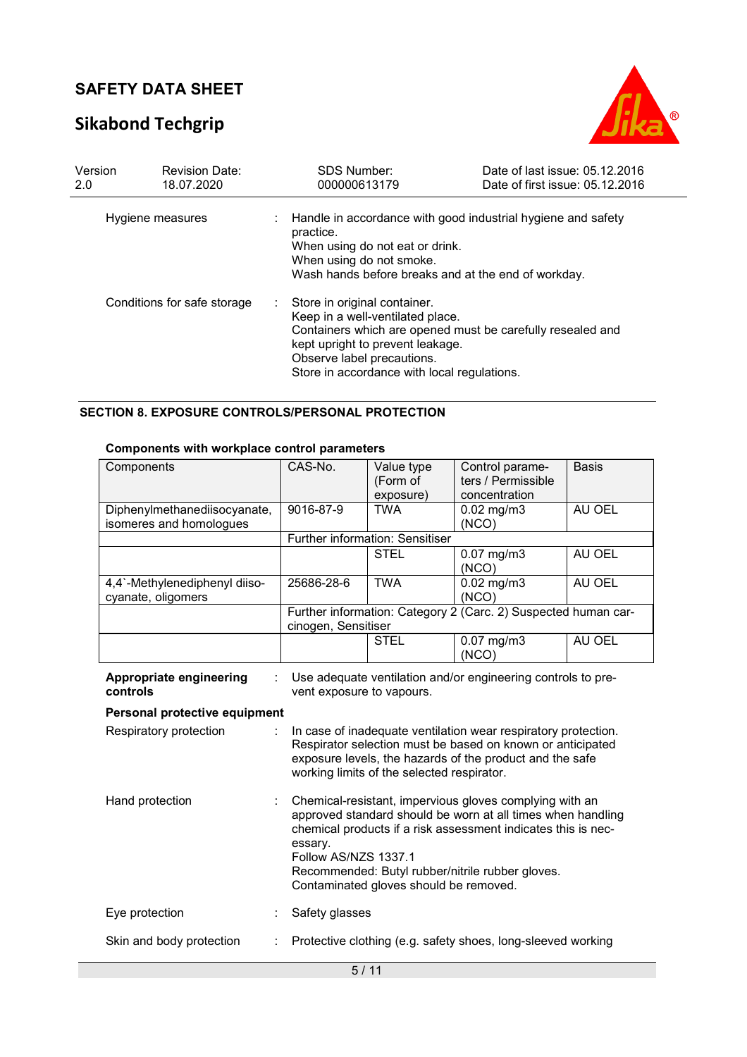| Hygiene measures | : | Handle in accordance with good industrial hygiene and safety practice.<br>When using do not eat or drink.<br>When using do not smoke.<br>Wash hands before breaks and at the end of workday. |
|---|---|---|
| Conditions for safe storage | : | Store in original container.<br>Keep in a well-ventilated place.<br>Containers which are opened must be carefully resealed and kept upright to prevent leakage.<br>Observe label precautions.<br>Store in accordance with local regulations. |

## SECTION 8. EXPOSURE CONTROLS/PERSONAL PROTECTION

### Components with workplace control parameters

| Components | CAS-No. | Value type (Form of exposure) | Control parameters / Permissible concentration | Basis |
|---|---|---|---|---|
| Diphenylmethanediisocyanate, isomeres and homologues | 9016-87-9 | TWA | 0.02 mg/m3 (NCO) | AU OEL |
| | Further information: Sensitiser | | | |
| | | STEL | 0.07 mg/m3 (NCO) | AU OEL |
| 4,4`-Methylenediphenyl diisocyanate, oligomers | 25686-28-6 | TWA | 0.02 mg/m3 (NCO) | AU OEL |
| | Further information: Category 2 (Carc. 2) Suspected human carcinogen, Sensitiser | | | |
| | | STEL | 0.07 mg/m3 (NCO) | AU OEL |

**Appropriate engineering controls** : Use adequate ventilation and/or engineering controls to prevent exposure to vapours.

**Personal protective equipment**

| Respiratory protection | : | In case of inadequate ventilation wear respiratory protection.<br>Respirator selection must be based on known or anticipated exposure levels, the hazards of the product and the safe working limits of the selected respirator. |
|---|---|---|
| Hand protection | : | Chemical-resistant, impervious gloves complying with an approved standard should be worn at all times when handling chemical products if a risk assessment indicates this is necessary.<br>Follow AS/NZS 1337.1<br>Recommended: Butyl rubber/nitrile rubber gloves.<br>Contaminated gloves should be removed. |
| Eye protection | : | Safety glasses |
| Skin and body protection | : | Protective clothing (e.g. safety shoes, long-sleeved working |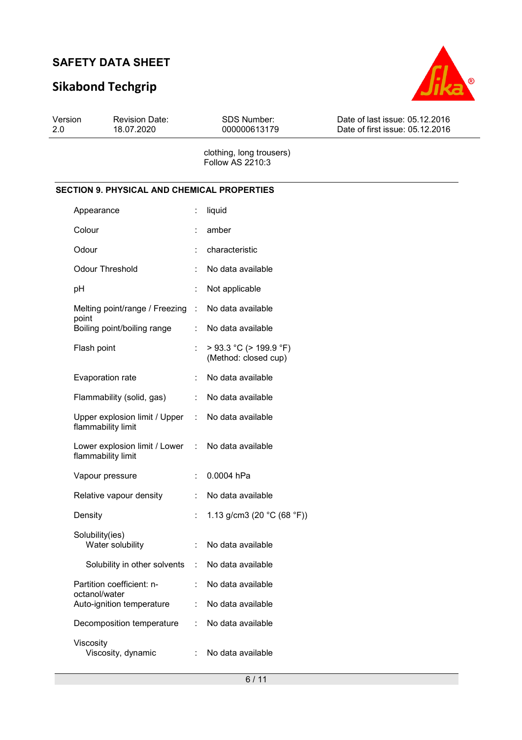clothing, long trousers)
Follow AS 2210:3

## SECTION 9. PHYSICAL AND CHEMICAL PROPERTIES

| Property | | Value |
|---|---|---|
| Appearance | : | liquid |
| Colour | : | amber |
| Odour | : | characteristic |
| Odour Threshold | : | No data available |
| pH | : | Not applicable |
| Melting point/range / Freezing point | : | No data available |
| Boiling point/boiling range | : | No data available |
| Flash point | : | > 93.3 °C (> 199.9 °F) (Method: closed cup) |
| Evaporation rate | : | No data available |
| Flammability (solid, gas) | : | No data available |
| Upper explosion limit / Upper flammability limit | : | No data available |
| Lower explosion limit / Lower flammability limit | : | No data available |
| Vapour pressure | : | 0.0004 hPa |
| Relative vapour density | : | No data available |
| Density | : | 1.13 g/cm3 (20 °C (68 °F)) |
| Solubility(ies) | | |
| Water solubility | : | No data available |
| Solubility in other solvents | : | No data available |
| Partition coefficient: n-octanol/water | : | No data available |
| Auto-ignition temperature | : | No data available |
| Decomposition temperature | : | No data available |
| Viscosity | | |
| Viscosity, dynamic | : | No data available |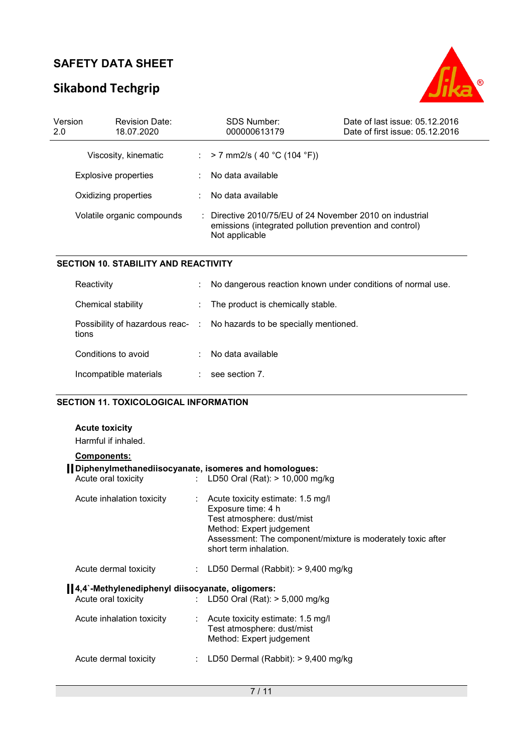| | | |
|---|---|---|
| Viscosity, kinematic | : | > 7 mm2/s ( 40 °C (104 °F)) |
| Explosive properties | : | No data available |
| Oxidizing properties | : | No data available |
| Volatile organic compounds | : | Directive 2010/75/EU of 24 November 2010 on industrial emissions (integrated pollution prevention and control)<br>Not applicable |

## SECTION 10. STABILITY AND REACTIVITY

| | | |
|---|---|---|
| Reactivity | : | No dangerous reaction known under conditions of normal use. |
| Chemical stability | : | The product is chemically stable. |
| Possibility of hazardous reactions | : | No hazards to be specially mentioned. |
| Conditions to avoid | : | No data available |
| Incompatible materials | : | see section 7. |

## SECTION 11. TOXICOLOGICAL INFORMATION

**Acute toxicity**

Harmful if inhaled.

**Components:**

**Diphenylmethanediisocyanate, isomeres and homologues:**

| | | |
|---|---|---|
| Acute oral toxicity | : | LD50 Oral (Rat): > 10,000 mg/kg |
| Acute inhalation toxicity | : | Acute toxicity estimate: 1.5 mg/l<br>Exposure time: 4 h<br>Test atmosphere: dust/mist<br>Method: Expert judgement<br>Assessment: The component/mixture is moderately toxic after short term inhalation. |
| Acute dermal toxicity | : | LD50 Dermal (Rabbit): > 9,400 mg/kg |

**4,4`-Methylenediphenyl diisocyanate, oligomers:**

| | | |
|---|---|---|
| Acute oral toxicity | : | LD50 Oral (Rat): > 5,000 mg/kg |
| Acute inhalation toxicity | : | Acute toxicity estimate: 1.5 mg/l<br>Test atmosphere: dust/mist<br>Method: Expert judgement |
| Acute dermal toxicity | : | LD50 Dermal (Rabbit): > 9,400 mg/kg |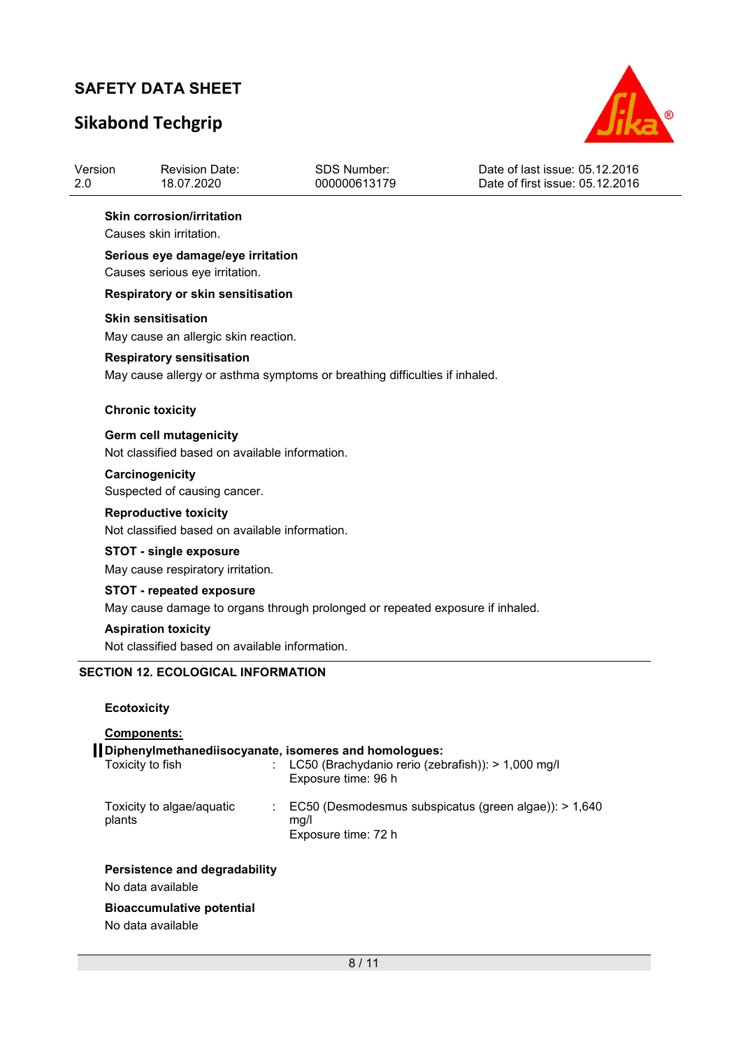**Skin corrosion/irritation**

Causes skin irritation.

**Serious eye damage/eye irritation**

Causes serious eye irritation.

**Respiratory or skin sensitisation**

**Skin sensitisation**

May cause an allergic skin reaction.

**Respiratory sensitisation**

May cause allergy or asthma symptoms or breathing difficulties if inhaled.

**Chronic toxicity**

**Germ cell mutagenicity**

Not classified based on available information.

**Carcinogenicity**

Suspected of causing cancer.

**Reproductive toxicity**

Not classified based on available information.

**STOT - single exposure**

May cause respiratory irritation.

**STOT - repeated exposure**

May cause damage to organs through prolonged or repeated exposure if inhaled.

**Aspiration toxicity**

Not classified based on available information.

## SECTION 12. ECOLOGICAL INFORMATION

**Ecotoxicity**

**Components:**

**Diphenylmethanediisocyanate, isomeres and homologues:**

| | | |
|---|---|---|
| Toxicity to fish | : | LC50 (Brachydanio rerio (zebrafish)): > 1,000 mg/l<br>Exposure time: 96 h |
| Toxicity to algae/aquatic plants | : | EC50 (Desmodesmus subspicatus (green algae)): > 1,640 mg/l<br>Exposure time: 72 h |

**Persistence and degradability**

No data available

**Bioaccumulative potential**

No data available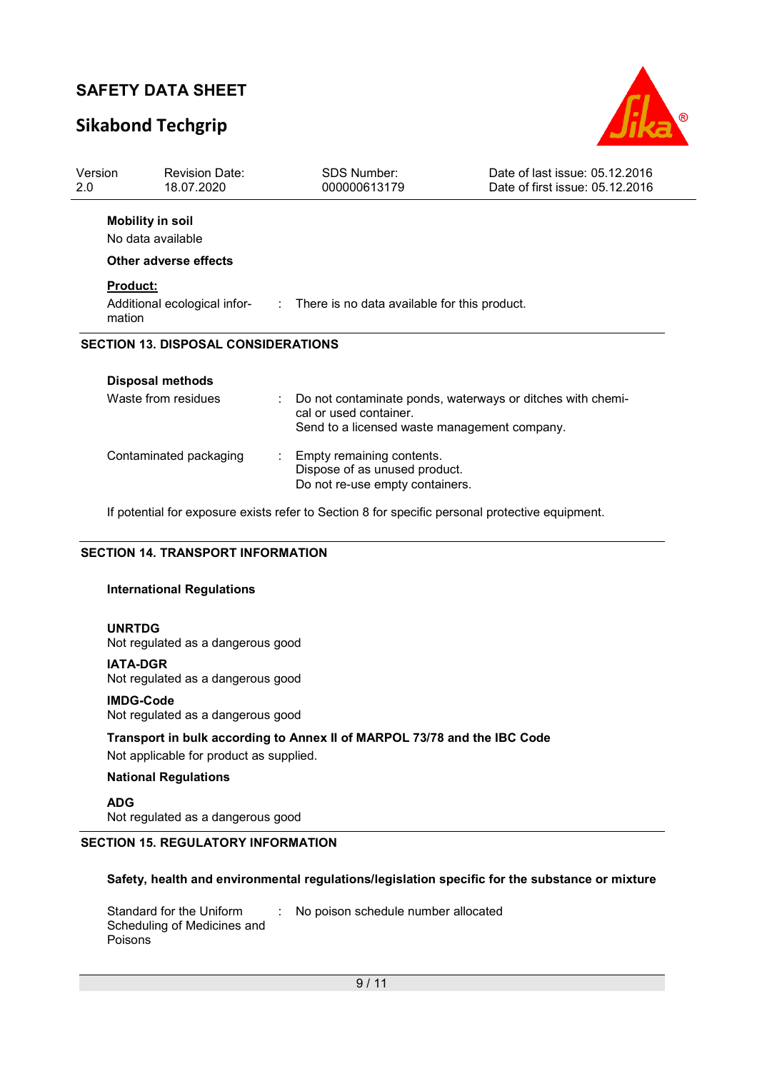**Mobility in soil**

No data available

**Other adverse effects**

**Product:**

Additional ecological information : There is no data available for this product.

## SECTION 13. DISPOSAL CONSIDERATIONS

**Disposal methods**

| | |
|---|---|
| Waste from residues | : Do not contaminate ponds, waterways or ditches with chemical or used container.<br>Send to a licensed waste management company. |
| Contaminated packaging | : Empty remaining contents.<br>Dispose of as unused product.<br>Do not re-use empty containers. |

If potential for exposure exists refer to Section 8 for specific personal protective equipment.

## SECTION 14. TRANSPORT INFORMATION

**International Regulations**

**UNRTDG**

Not regulated as a dangerous good

**IATA-DGR**

Not regulated as a dangerous good

**IMDG-Code**

Not regulated as a dangerous good

**Transport in bulk according to Annex II of MARPOL 73/78 and the IBC Code**

Not applicable for product as supplied.

**National Regulations**

**ADG**

Not regulated as a dangerous good

## SECTION 15. REGULATORY INFORMATION

**Safety, health and environmental regulations/legislation specific for the substance or mixture**

Standard for the Uniform Scheduling of Medicines and Poisons : No poison schedule number allocated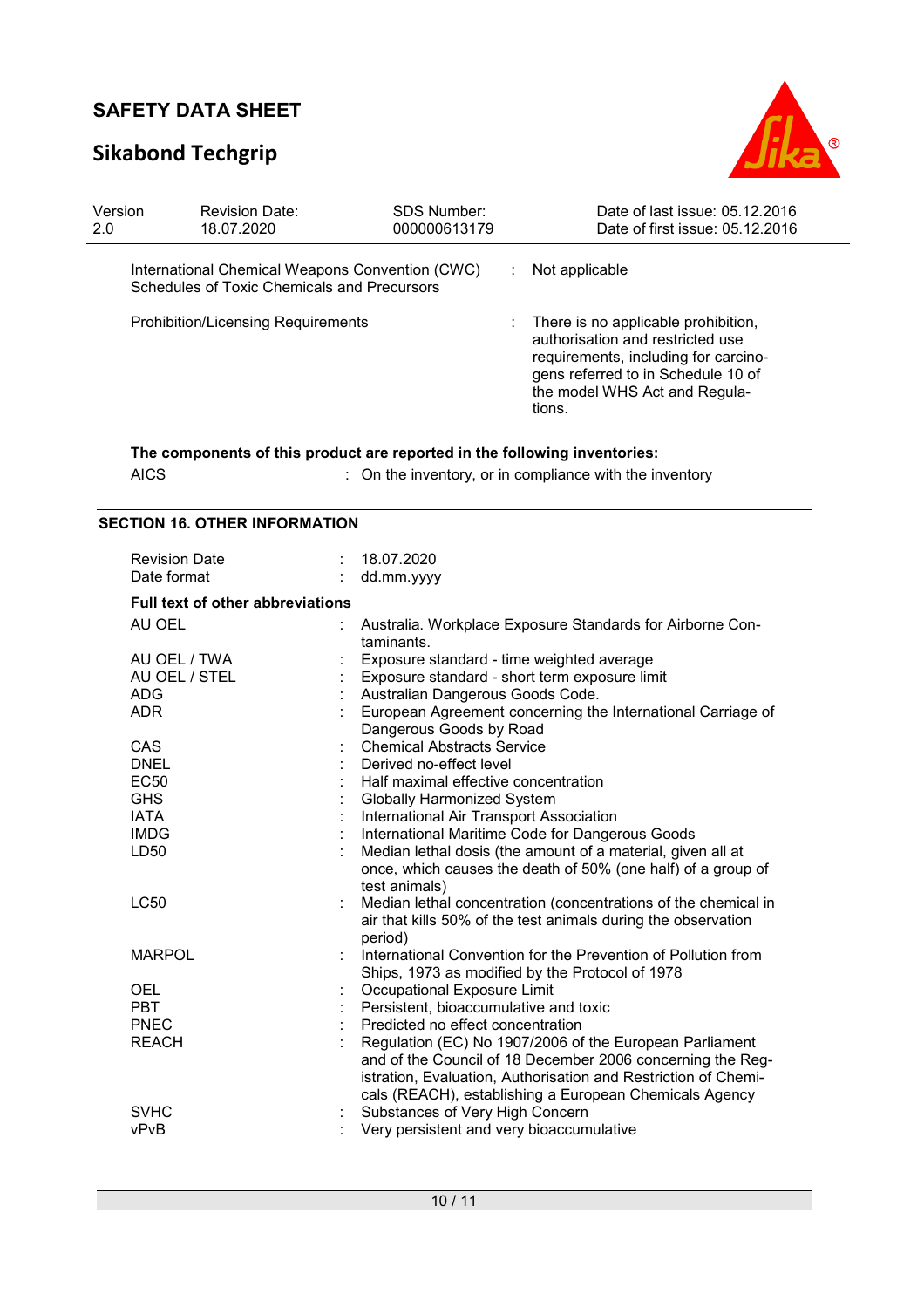| | | |
|---|---|---|
| International Chemical Weapons Convention (CWC) Schedules of Toxic Chemicals and Precursors | : | Not applicable |
| Prohibition/Licensing Requirements | : | There is no applicable prohibition, authorisation and restricted use requirements, including for carcinogens referred to in Schedule 10 of the model WHS Act and Regulations. |

**The components of this product are reported in the following inventories:**

| | | |
|---|---|---|
| AICS | : | On the inventory, or in compliance with the inventory |

## SECTION 16. OTHER INFORMATION

| | | |
|---|---|---|
| Revision Date | : | 18.07.2020 |
| Date format | : | dd.mm.yyyy |

**Full text of other abbreviations**

| | | |
|---|---|---|
| AU OEL | : | Australia. Workplace Exposure Standards for Airborne Contaminants. |
| AU OEL / TWA | : | Exposure standard - time weighted average |
| AU OEL / STEL | : | Exposure standard - short term exposure limit |
| ADG | : | Australian Dangerous Goods Code. |
| ADR | : | European Agreement concerning the International Carriage of Dangerous Goods by Road |
| CAS | : | Chemical Abstracts Service |
| DNEL | : | Derived no-effect level |
| EC50 | : | Half maximal effective concentration |
| GHS | : | Globally Harmonized System |
| IATA | : | International Air Transport Association |
| IMDG | : | International Maritime Code for Dangerous Goods |
| LD50 | : | Median lethal dosis (the amount of a material, given all at once, which causes the death of 50% (one half) of a group of test animals) |
| LC50 | : | Median lethal concentration (concentrations of the chemical in air that kills 50% of the test animals during the observation period) |
| MARPOL | : | International Convention for the Prevention of Pollution from Ships, 1973 as modified by the Protocol of 1978 |
| OEL | : | Occupational Exposure Limit |
| PBT | : | Persistent, bioaccumulative and toxic |
| PNEC | : | Predicted no effect concentration |
| REACH | : | Regulation (EC) No 1907/2006 of the European Parliament and of the Council of 18 December 2006 concerning the Registration, Evaluation, Authorisation and Restriction of Chemicals (REACH), establishing a European Chemicals Agency |
| SVHC | : | Substances of Very High Concern |
| vPvB | : | Very persistent and very bioaccumulative |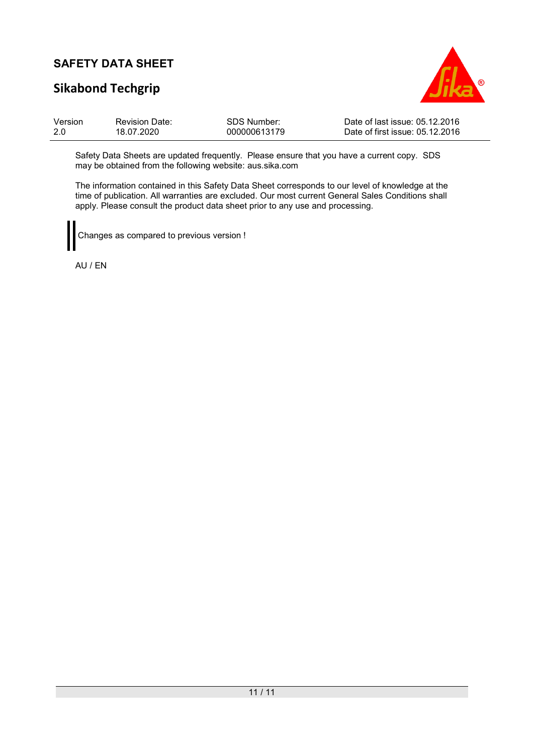Safety Data Sheets are updated frequently. Please ensure that you have a current copy. SDS may be obtained from the following website: aus.sika.com

The information contained in this Safety Data Sheet corresponds to our level of knowledge at the time of publication. All warranties are excluded. Our most current General Sales Conditions shall apply. Please consult the product data sheet prior to any use and processing.

Changes as compared to previous version !

AU / EN